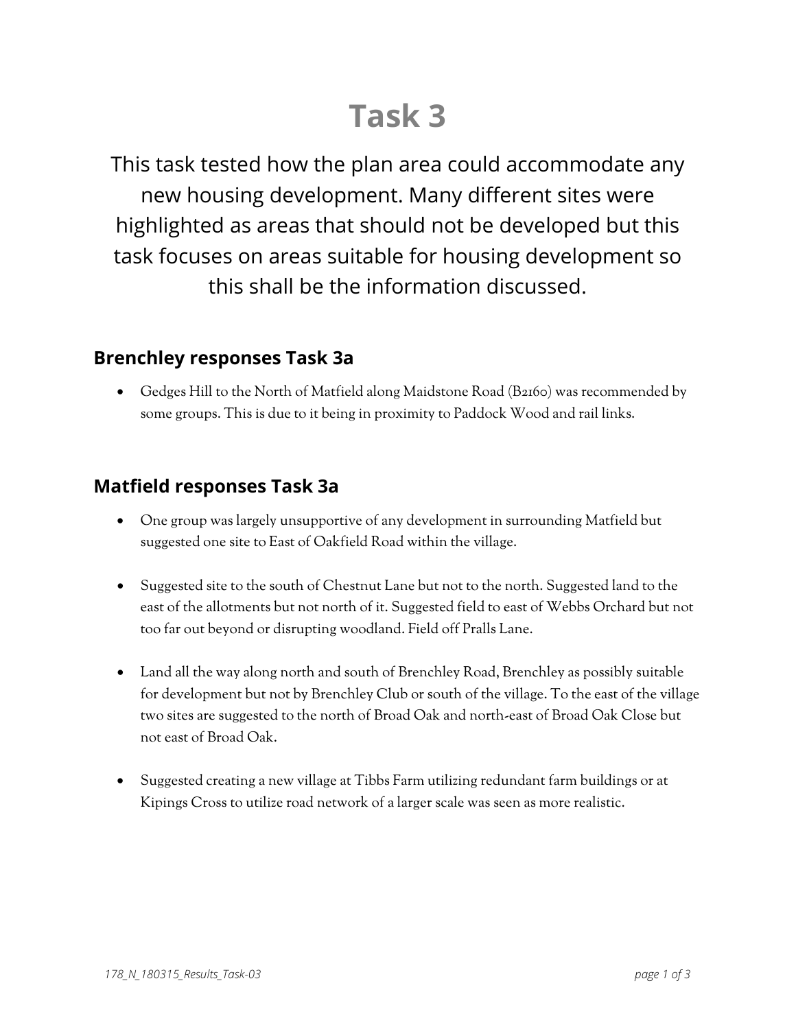# Task 3

This task tested how the plan area could accommodate any new housing development. Many different sites were highlighted as areas that should not be developed but this task focuses on areas suitable for housing development so this shall be the information discussed.

## Brenchley responses Task 3a

- Gedges Hill to the North of Matfield along Maidstone Road (B2160) was recommended by some groups. This is due to it being in proximity to Paddock Wood and rail links.

## Matfield responses Task 3a

- One group was largely unsupportive of any development in surrounding Matfield but suggested one site to East of Oakfield Road within the village.

- Suggested site to the south of Chestnut Lane but not to the north. Suggested land to the east of the allotments but not north of it. Suggested field to east of Webbs Orchard but not too far out beyond or disrupting woodland. Field off Pralls Lane.

- Land all the way along north and south of Brenchley Road, Brenchley as possibly suitable for development but not by Brenchley Club or south of the village. To the east of the village two sites are suggested to the north of Broad Oak and north-east of Broad Oak Close but not east of Broad Oak.

- Suggested creating a new village at Tibbs Farm utilizing redundant farm buildings or at Kipings Cross to utilize road network of a larger scale was seen as more realistic.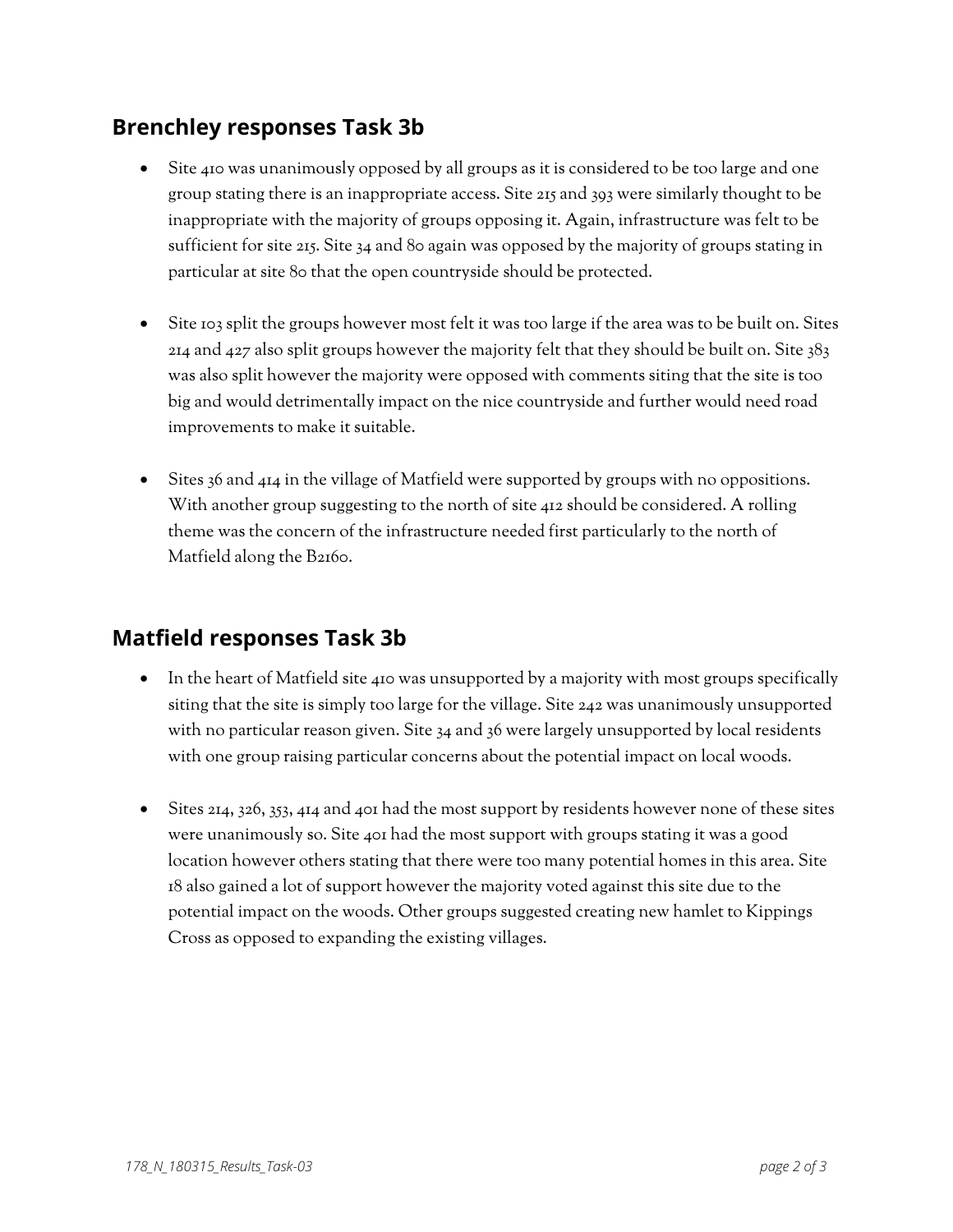## Brenchley responses Task 3b

- Site 410 was unanimously opposed by all groups as it is considered to be too large and one group stating there is an inappropriate access. Site 215 and 393 were similarly thought to be inappropriate with the majority of groups opposing it. Again, infrastructure was felt to be sufficient for site 215. Site 34 and 80 again was opposed by the majority of groups stating in particular at site 80 that the open countryside should be protected.

- Site 103 split the groups however most felt it was too large if the area was to be built on. Sites 214 and 427 also split groups however the majority felt that they should be built on. Site 383 was also split however the majority were opposed with comments siting that the site is too big and would detrimentally impact on the nice countryside and further would need road improvements to make it suitable.

- Sites 36 and 414 in the village of Matfield were supported by groups with no oppositions. With another group suggesting to the north of site 412 should be considered. A rolling theme was the concern of the infrastructure needed first particularly to the north of Matfield along the B2160.

## Matfield responses Task 3b

- In the heart of Matfield site 410 was unsupported by a majority with most groups specifically siting that the site is simply too large for the village. Site 242 was unanimously unsupported with no particular reason given. Site 34 and 36 were largely unsupported by local residents with one group raising particular concerns about the potential impact on local woods.

- Sites 214, 326, 353, 414 and 401 had the most support by residents however none of these sites were unanimously so. Site 401 had the most support with groups stating it was a good location however others stating that there were too many potential homes in this area. Site 18 also gained a lot of support however the majority voted against this site due to the potential impact on the woods. Other groups suggested creating new hamlet to Kippings Cross as opposed to expanding the existing villages.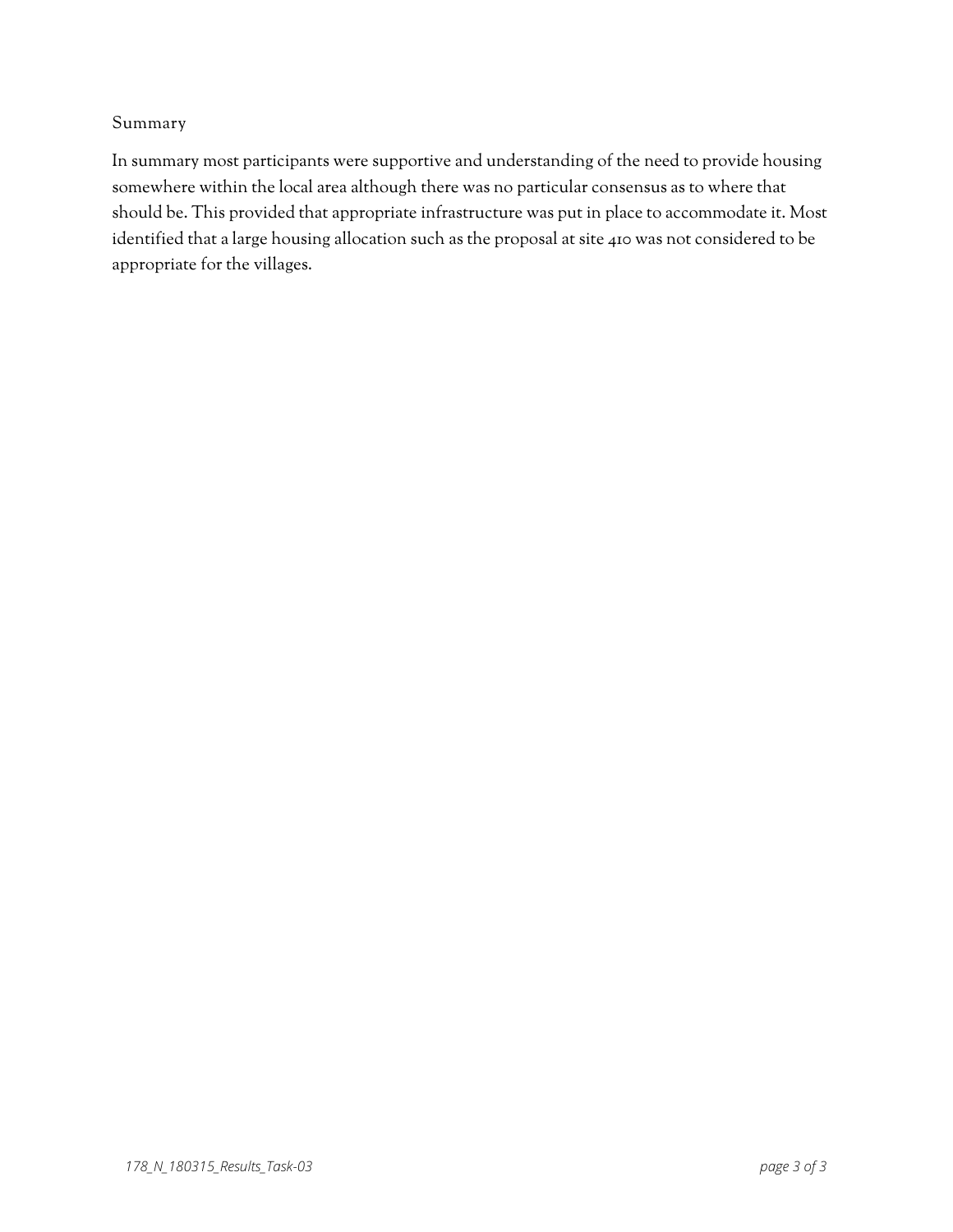## Summary

In summary most participants were supportive and understanding of the need to provide housing somewhere within the local area although there was no particular consensus as to where that should be. This provided that appropriate infrastructure was put in place to accommodate it. Most identified that a large housing allocation such as the proposal at site 410 was not considered to be appropriate for the villages.